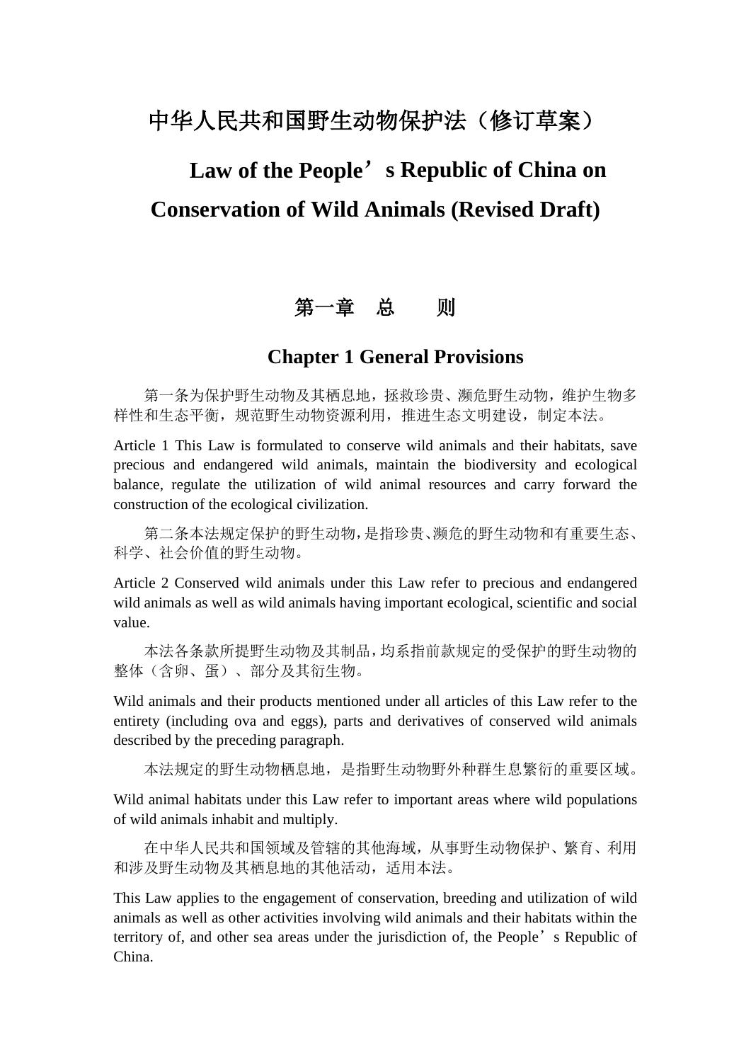# 中华人民共和国野生动物保护法（修订草案）

# Law of the People’s Republic of China on Conservation of Wild Animals (Revised Draft)

## 第一章　总　　则

## Chapter 1 General Provisions

第一条为保护野生动物及其栖息地，拯救珍贵、濒危野生动物，维护生物多样性和生态平衡，规范野生动物资源利用，推进生态文明建设，制定本法。

Article 1 This Law is formulated to conserve wild animals and their habitats, save precious and endangered wild animals, maintain the biodiversity and ecological balance, regulate the utilization of wild animal resources and carry forward the construction of the ecological civilization.

第二条本法规定保护的野生动物，是指珍贵、濒危的野生动物和有重要生态、科学、社会价值的野生动物。

Article 2 Conserved wild animals under this Law refer to precious and endangered wild animals as well as wild animals having important ecological, scientific and social value.

本法各条款所提野生动物及其制品，均系指前款规定的受保护的野生动物的整体（含卵、蛋）、部分及其衍生物。

Wild animals and their products mentioned under all articles of this Law refer to the entirety (including ova and eggs), parts and derivatives of conserved wild animals described by the preceding paragraph.

本法规定的野生动物栖息地，是指野生动物野外种群生息繁衍的重要区域。

Wild animal habitats under this Law refer to important areas where wild populations of wild animals inhabit and multiply.

在中华人民共和国领域及管辖的其他海域，从事野生动物保护、繁育、利用和涉及野生动物及其栖息地的其他活动，适用本法。

This Law applies to the engagement of conservation, breeding and utilization of wild animals as well as other activities involving wild animals and their habitats within the territory of, and other sea areas under the jurisdiction of, the People’s Republic of China.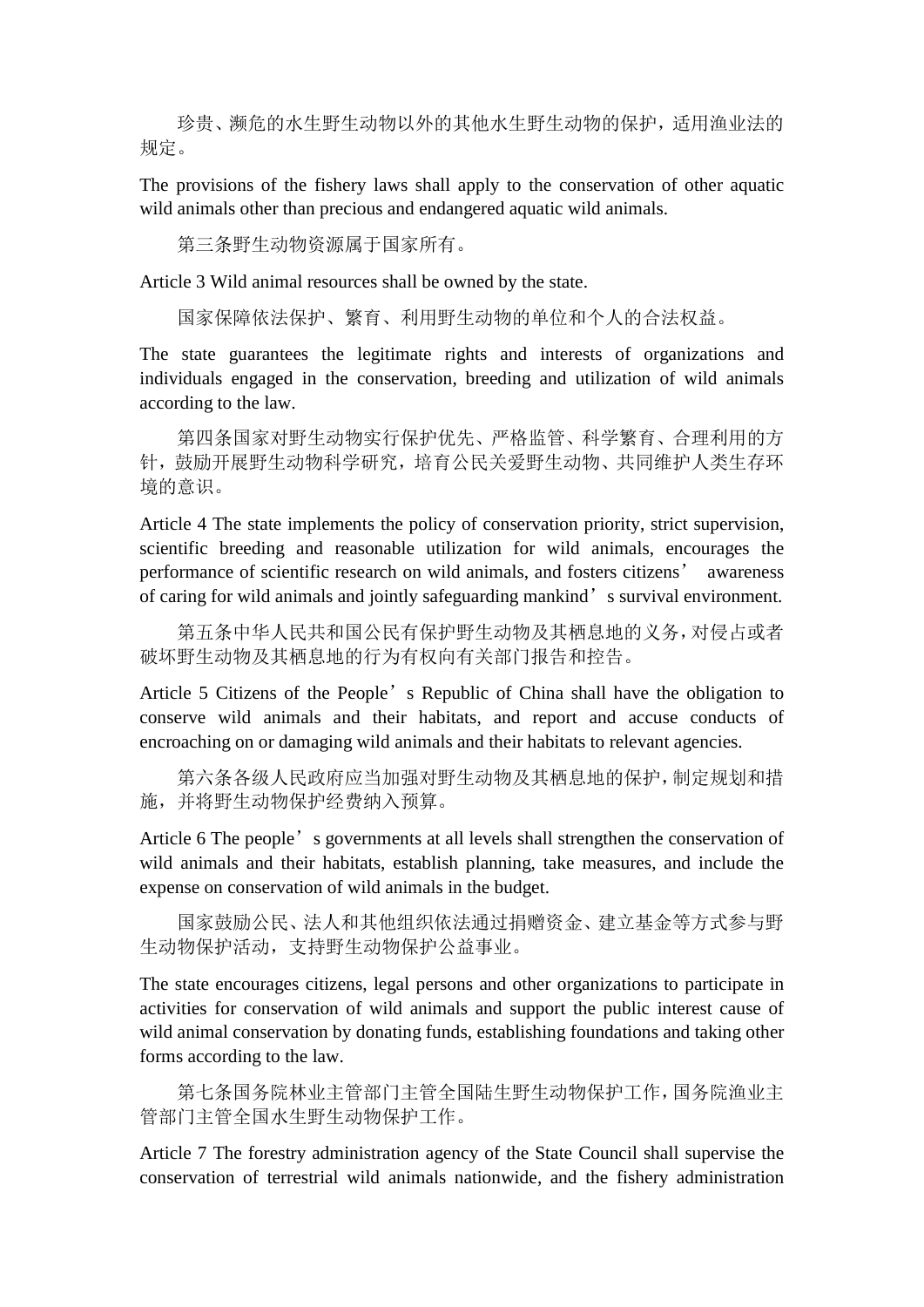珍贵、濒危的水生野生动物以外的其他水生野生动物的保护，适用渔业法的规定。

The provisions of the fishery laws shall apply to the conservation of other aquatic wild animals other than precious and endangered aquatic wild animals.

第三条野生动物资源属于国家所有。

Article 3 Wild animal resources shall be owned by the state.

国家保障依法保护、繁育、利用野生动物的单位和个人的合法权益。

The state guarantees the legitimate rights and interests of organizations and individuals engaged in the conservation, breeding and utilization of wild animals according to the law.

第四条国家对野生动物实行保护优先、严格监管、科学繁育、合理利用的方针，鼓励开展野生动物科学研究，培育公民关爱野生动物、共同维护人类生存环境的意识。

Article 4 The state implements the policy of conservation priority, strict supervision, scientific breeding and reasonable utilization for wild animals, encourages the performance of scientific research on wild animals, and fosters citizens' awareness of caring for wild animals and jointly safeguarding mankind's survival environment.

第五条中华人民共和国公民有保护野生动物及其栖息地的义务，对侵占或者破坏野生动物及其栖息地的行为有权向有关部门报告和控告。

Article 5 Citizens of the People's Republic of China shall have the obligation to conserve wild animals and their habitats, and report and accuse conducts of encroaching on or damaging wild animals and their habitats to relevant agencies.

第六条各级人民政府应当加强对野生动物及其栖息地的保护，制定规划和措施，并将野生动物保护经费纳入预算。

Article 6 The people's governments at all levels shall strengthen the conservation of wild animals and their habitats, establish planning, take measures, and include the expense on conservation of wild animals in the budget.

国家鼓励公民、法人和其他组织依法通过捐赠资金、建立基金等方式参与野生动物保护活动，支持野生动物保护公益事业。

The state encourages citizens, legal persons and other organizations to participate in activities for conservation of wild animals and support the public interest cause of wild animal conservation by donating funds, establishing foundations and taking other forms according to the law.

第七条国务院林业主管部门主管全国陆生野生动物保护工作，国务院渔业主管部门主管全国水生野生动物保护工作。

Article 7 The forestry administration agency of the State Council shall supervise the conservation of terrestrial wild animals nationwide, and the fishery administration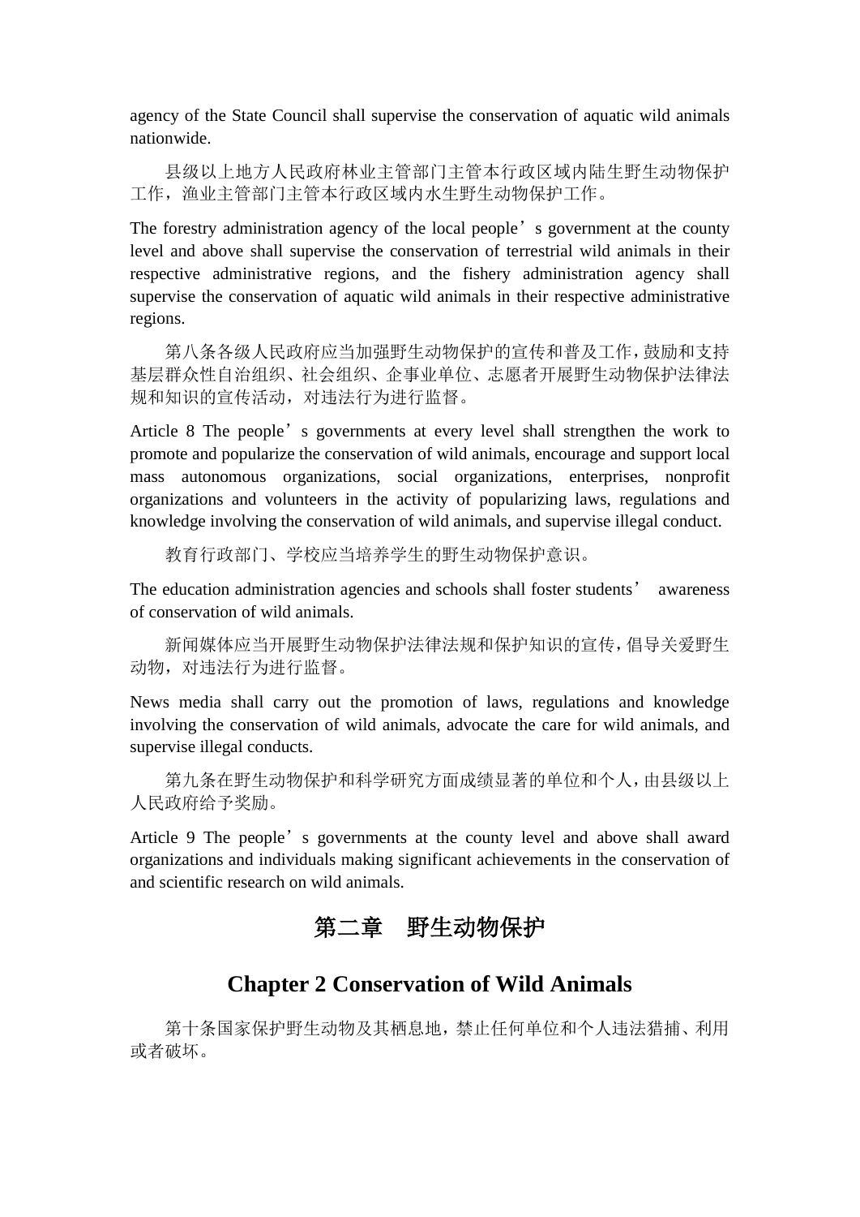agency of the State Council shall supervise the conservation of aquatic wild animals nationwide.

县级以上地方人民政府林业主管部门主管本行政区域内陆生野生动物保护工作，渔业主管部门主管本行政区域内水生野生动物保护工作。

The forestry administration agency of the local people’s government at the county level and above shall supervise the conservation of terrestrial wild animals in their respective administrative regions, and the fishery administration agency shall supervise the conservation of aquatic wild animals in their respective administrative regions.

第八条各级人民政府应当加强野生动物保护的宣传和普及工作，鼓励和支持基层群众性自治组织、社会组织、企事业单位、志愿者开展野生动物保护法律法规和知识的宣传活动，对违法行为进行监督。

Article 8 The people’s governments at every level shall strengthen the work to promote and popularize the conservation of wild animals, encourage and support local mass autonomous organizations, social organizations, enterprises, nonprofit organizations and volunteers in the activity of popularizing laws, regulations and knowledge involving the conservation of wild animals, and supervise illegal conduct.

教育行政部门、学校应当培养学生的野生动物保护意识。

The education administration agencies and schools shall foster students’ awareness of conservation of wild animals.

新闻媒体应当开展野生动物保护法律法规和保护知识的宣传，倡导关爱野生动物，对违法行为进行监督。

News media shall carry out the promotion of laws, regulations and knowledge involving the conservation of wild animals, advocate the care for wild animals, and supervise illegal conducts.

第九条在野生动物保护和科学研究方面成绩显著的单位和个人，由县级以上人民政府给予奖励。

Article 9 The people’s governments at the county level and above shall award organizations and individuals making significant achievements in the conservation of and scientific research on wild animals.

## 第二章　野生动物保护

## Chapter 2 Conservation of Wild Animals

第十条国家保护野生动物及其栖息地，禁止任何单位和个人违法猎捕、利用或者破坏。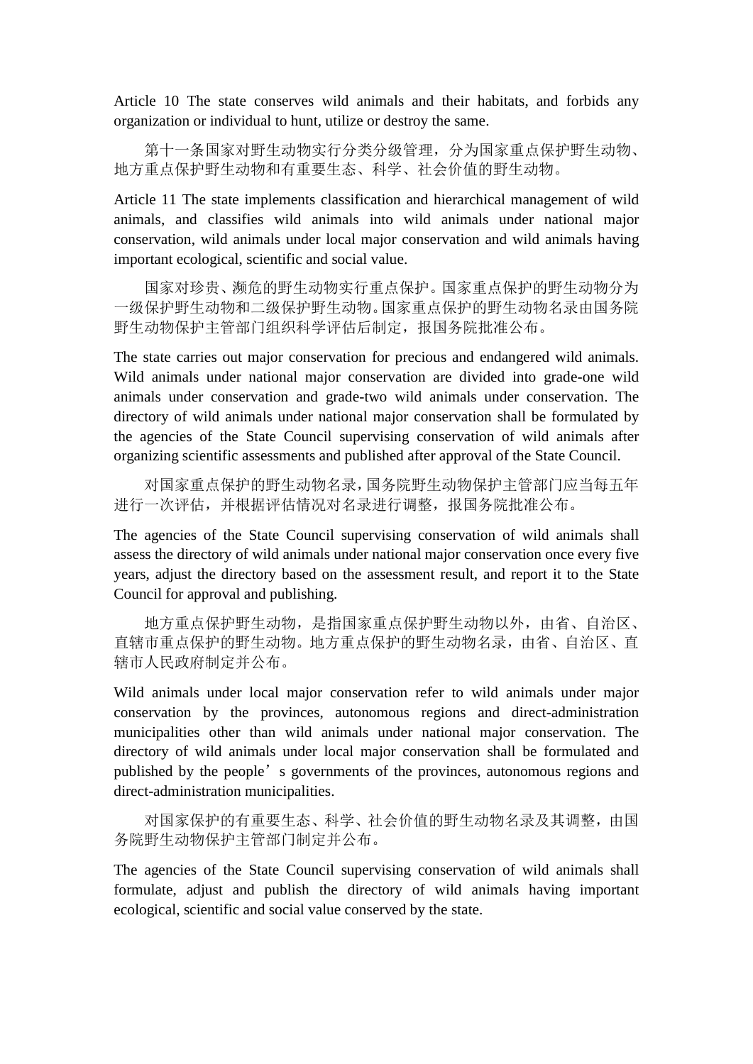Article 10 The state conserves wild animals and their habitats, and forbids any organization or individual to hunt, utilize or destroy the same.

第十一条国家对野生动物实行分类分级管理，分为国家重点保护野生动物、地方重点保护野生动物和有重要生态、科学、社会价值的野生动物。

Article 11 The state implements classification and hierarchical management of wild animals, and classifies wild animals into wild animals under national major conservation, wild animals under local major conservation and wild animals having important ecological, scientific and social value.

国家对珍贵、濒危的野生动物实行重点保护。国家重点保护的野生动物分为一级保护野生动物和二级保护野生动物。国家重点保护的野生动物名录由国务院野生动物保护主管部门组织科学评估后制定，报国务院批准公布。

The state carries out major conservation for precious and endangered wild animals. Wild animals under national major conservation are divided into grade-one wild animals under conservation and grade-two wild animals under conservation. The directory of wild animals under national major conservation shall be formulated by the agencies of the State Council supervising conservation of wild animals after organizing scientific assessments and published after approval of the State Council.

对国家重点保护的野生动物名录，国务院野生动物保护主管部门应当每五年进行一次评估，并根据评估情况对名录进行调整，报国务院批准公布。

The agencies of the State Council supervising conservation of wild animals shall assess the directory of wild animals under national major conservation once every five years, adjust the directory based on the assessment result, and report it to the State Council for approval and publishing.

地方重点保护野生动物，是指国家重点保护野生动物以外，由省、自治区、直辖市重点保护的野生动物。地方重点保护的野生动物名录，由省、自治区、直辖市人民政府制定并公布。

Wild animals under local major conservation refer to wild animals under major conservation by the provinces, autonomous regions and direct-administration municipalities other than wild animals under national major conservation. The directory of wild animals under local major conservation shall be formulated and published by the people’s governments of the provinces, autonomous regions and direct-administration municipalities.

对国家保护的有重要生态、科学、社会价值的野生动物名录及其调整，由国务院野生动物保护主管部门制定并公布。

The agencies of the State Council supervising conservation of wild animals shall formulate, adjust and publish the directory of wild animals having important ecological, scientific and social value conserved by the state.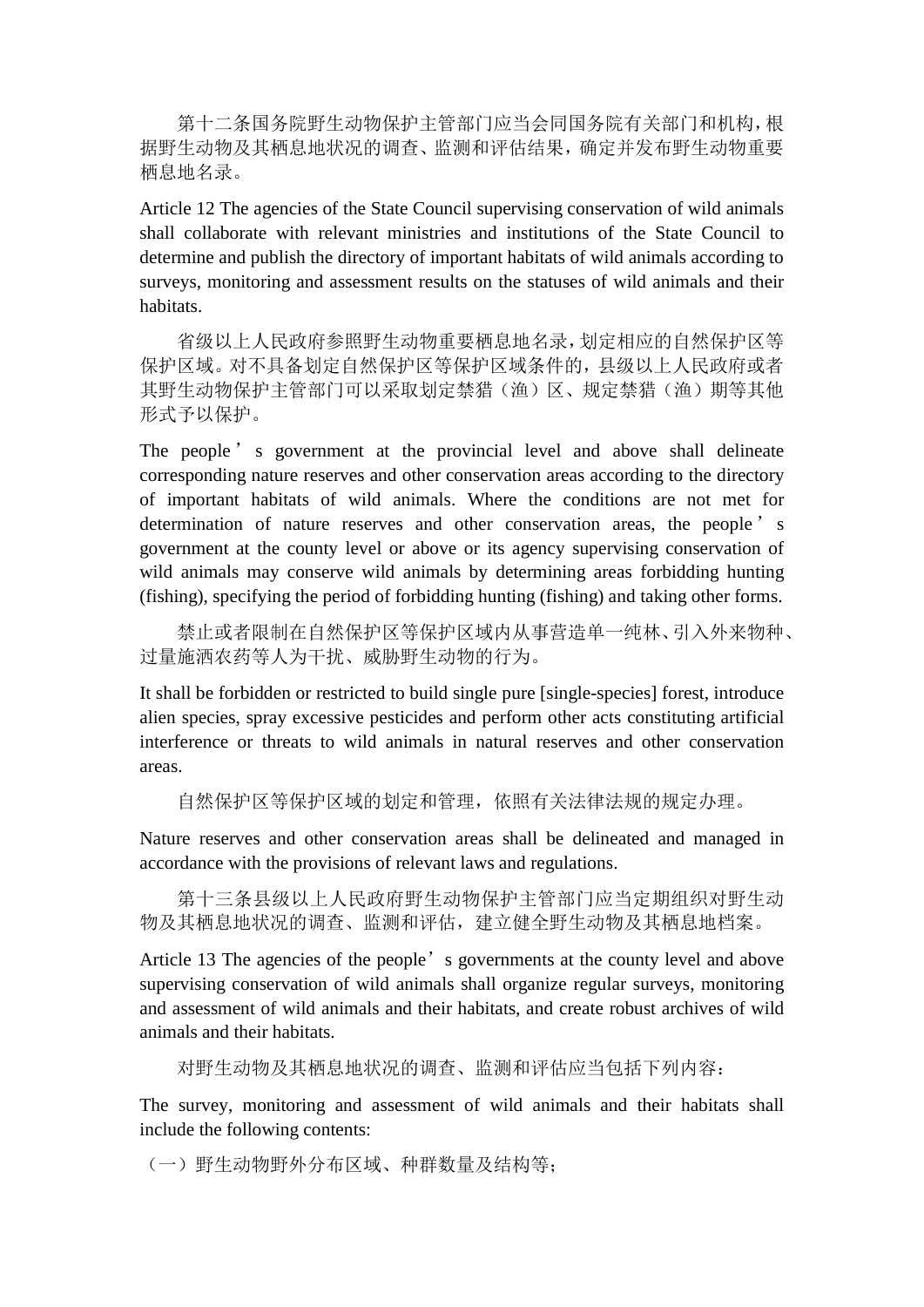第十二条国务院野生动物保护主管部门应当会同国务院有关部门和机构，根据野生动物及其栖息地状况的调查、监测和评估结果，确定并发布野生动物重要栖息地名录。

Article 12 The agencies of the State Council supervising conservation of wild animals shall collaborate with relevant ministries and institutions of the State Council to determine and publish the directory of important habitats of wild animals according to surveys, monitoring and assessment results on the statuses of wild animals and their habitats.

省级以上人民政府参照野生动物重要栖息地名录，划定相应的自然保护区等保护区域。对不具备划定自然保护区等保护区域条件的，县级以上人民政府或者其野生动物保护主管部门可以采取划定禁猎（渔）区、规定禁猎（渔）期等其他形式予以保护。

The people's government at the provincial level and above shall delineate corresponding nature reserves and other conservation areas according to the directory of important habitats of wild animals. Where the conditions are not met for determination of nature reserves and other conservation areas, the people's government at the county level or above or its agency supervising conservation of wild animals may conserve wild animals by determining areas forbidding hunting (fishing), specifying the period of forbidding hunting (fishing) and taking other forms.

禁止或者限制在自然保护区等保护区域内从事营造单一纯林、引入外来物种、过量施洒农药等人为干扰、威胁野生动物的行为。

It shall be forbidden or restricted to build single pure [single-species] forest, introduce alien species, spray excessive pesticides and perform other acts constituting artificial interference or threats to wild animals in natural reserves and other conservation areas.

自然保护区等保护区域的划定和管理，依照有关法律法规的规定办理。

Nature reserves and other conservation areas shall be delineated and managed in accordance with the provisions of relevant laws and regulations.

第十三条县级以上人民政府野生动物保护主管部门应当定期组织对野生动物及其栖息地状况的调查、监测和评估，建立健全野生动物及其栖息地档案。

Article 13 The agencies of the people's governments at the county level and above supervising conservation of wild animals shall organize regular surveys, monitoring and assessment of wild animals and their habitats, and create robust archives of wild animals and their habitats.

对野生动物及其栖息地状况的调查、监测和评估应当包括下列内容：

The survey, monitoring and assessment of wild animals and their habitats shall include the following contents:

（一）野生动物野外分布区域、种群数量及结构等；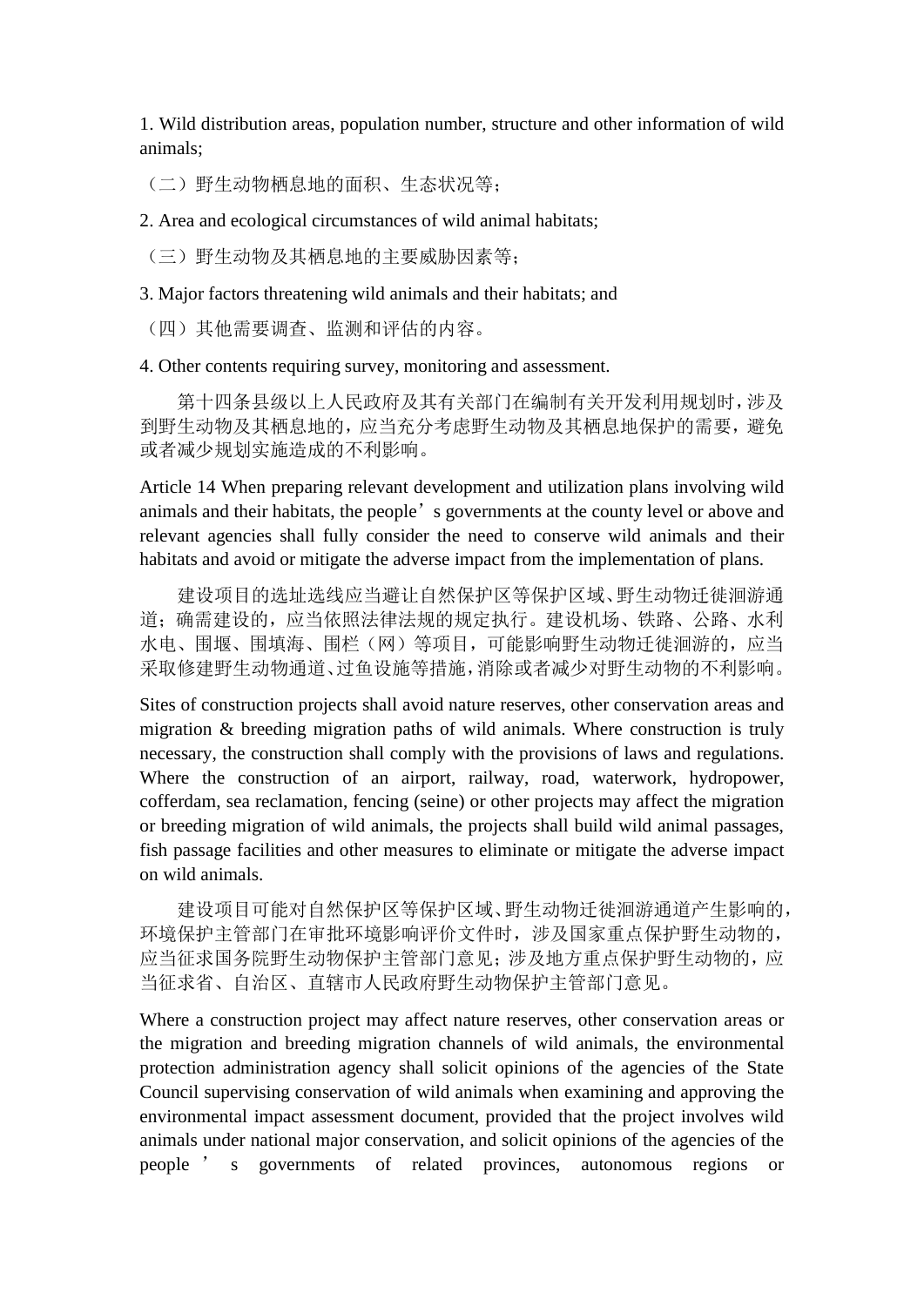1. Wild distribution areas, population number, structure and other information of wild animals;

（二）野生动物栖息地的面积、生态状况等；

2. Area and ecological circumstances of wild animal habitats;

（三）野生动物及其栖息地的主要威胁因素等；

3. Major factors threatening wild animals and their habitats; and

（四）其他需要调查、监测和评估的内容。

4. Other contents requiring survey, monitoring and assessment.

第十四条县级以上人民政府及其有关部门在编制有关开发利用规划时，涉及到野生动物及其栖息地的，应当充分考虑野生动物及其栖息地保护的需要，避免或者减少规划实施造成的不利影响。

Article 14 When preparing relevant development and utilization plans involving wild animals and their habitats, the people's governments at the county level or above and relevant agencies shall fully consider the need to conserve wild animals and their habitats and avoid or mitigate the adverse impact from the implementation of plans.

建设项目的选址选线应当避让自然保护区等保护区域、野生动物迁徙洄游通道；确需建设的，应当依照法律法规的规定执行。建设机场、铁路、公路、水利水电、围堰、围填海、围栏（网）等项目，可能影响野生动物迁徙洄游的，应当采取修建野生动物通道、过鱼设施等措施，消除或者减少对野生动物的不利影响。

Sites of construction projects shall avoid nature reserves, other conservation areas and migration & breeding migration paths of wild animals. Where construction is truly necessary, the construction shall comply with the provisions of laws and regulations. Where the construction of an airport, railway, road, waterwork, hydropower, cofferdam, sea reclamation, fencing (seine) or other projects may affect the migration or breeding migration of wild animals, the projects shall build wild animal passages, fish passage facilities and other measures to eliminate or mitigate the adverse impact on wild animals.

建设项目可能对自然保护区等保护区域、野生动物迁徙洄游通道产生影响的，环境保护主管部门在审批环境影响评价文件时，涉及国家重点保护野生动物的，应当征求国务院野生动物保护主管部门意见；涉及地方重点保护野生动物的，应当征求省、自治区、直辖市人民政府野生动物保护主管部门意见。

Where a construction project may affect nature reserves, other conservation areas or the migration and breeding migration channels of wild animals, the environmental protection administration agency shall solicit opinions of the agencies of the State Council supervising conservation of wild animals when examining and approving the environmental impact assessment document, provided that the project involves wild animals under national major conservation, and solicit opinions of the agencies of the people's governments of related provinces, autonomous regions or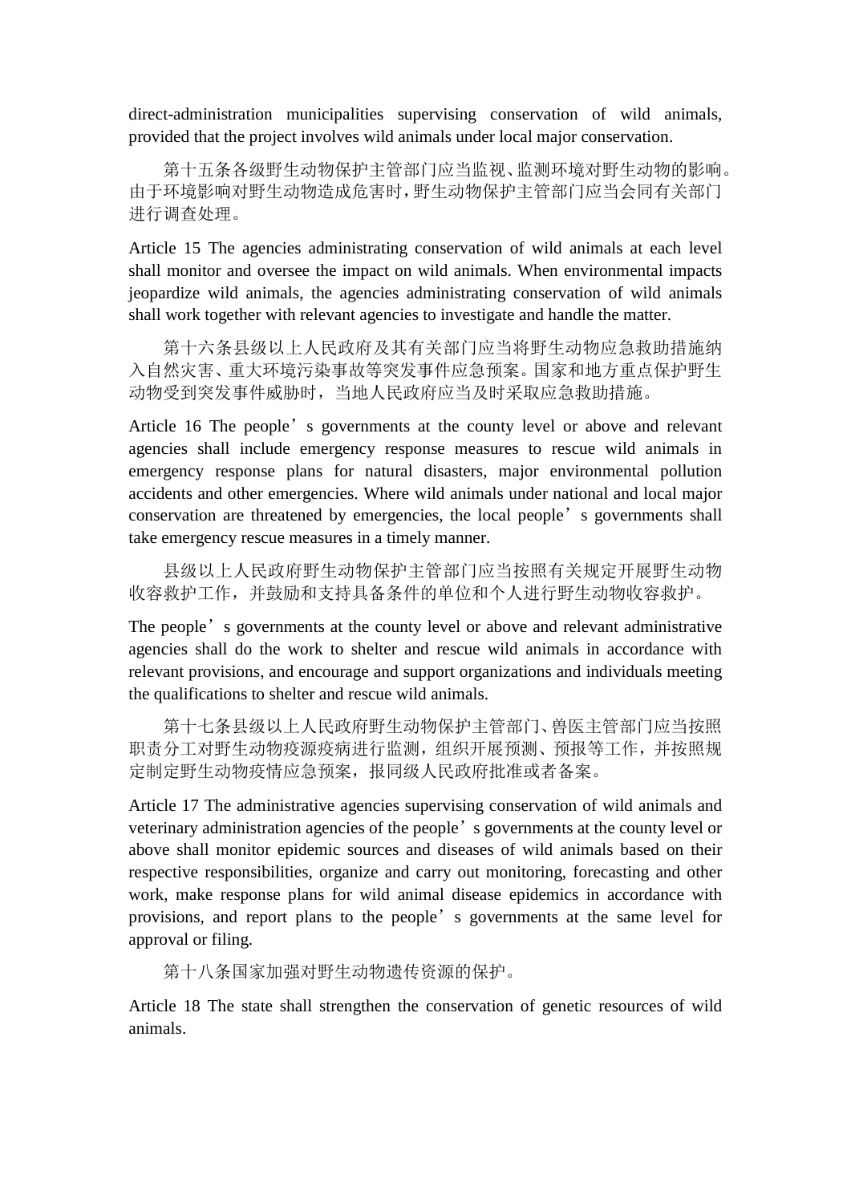direct-administration municipalities supervising conservation of wild animals, provided that the project involves wild animals under local major conservation.

第十五条各级野生动物保护主管部门应当监视、监测环境对野生动物的影响。由于环境影响对野生动物造成危害时，野生动物保护主管部门应当会同有关部门进行调查处理。

Article 15 The agencies administrating conservation of wild animals at each level shall monitor and oversee the impact on wild animals. When environmental impacts jeopardize wild animals, the agencies administrating conservation of wild animals shall work together with relevant agencies to investigate and handle the matter.

第十六条县级以上人民政府及其有关部门应当将野生动物应急救助措施纳入自然灾害、重大环境污染事故等突发事件应急预案。国家和地方重点保护野生动物受到突发事件威胁时，当地人民政府应当及时采取应急救助措施。

Article 16 The people’s governments at the county level or above and relevant agencies shall include emergency response measures to rescue wild animals in emergency response plans for natural disasters, major environmental pollution accidents and other emergencies. Where wild animals under national and local major conservation are threatened by emergencies, the local people’s governments shall take emergency rescue measures in a timely manner.

县级以上人民政府野生动物保护主管部门应当按照有关规定开展野生动物收容救护工作，并鼓励和支持具备条件的单位和个人进行野生动物收容救护。

The people’s governments at the county level or above and relevant administrative agencies shall do the work to shelter and rescue wild animals in accordance with relevant provisions, and encourage and support organizations and individuals meeting the qualifications to shelter and rescue wild animals.

第十七条县级以上人民政府野生动物保护主管部门、兽医主管部门应当按照职责分工对野生动物疫源疫病进行监测，组织开展预测、预报等工作，并按照规定制定野生动物疫情应急预案，报同级人民政府批准或者备案。

Article 17 The administrative agencies supervising conservation of wild animals and veterinary administration agencies of the people’s governments at the county level or above shall monitor epidemic sources and diseases of wild animals based on their respective responsibilities, organize and carry out monitoring, forecasting and other work, make response plans for wild animal disease epidemics in accordance with provisions, and report plans to the people’s governments at the same level for approval or filing.

第十八条国家加强对野生动物遗传资源的保护。

Article 18 The state shall strengthen the conservation of genetic resources of wild animals.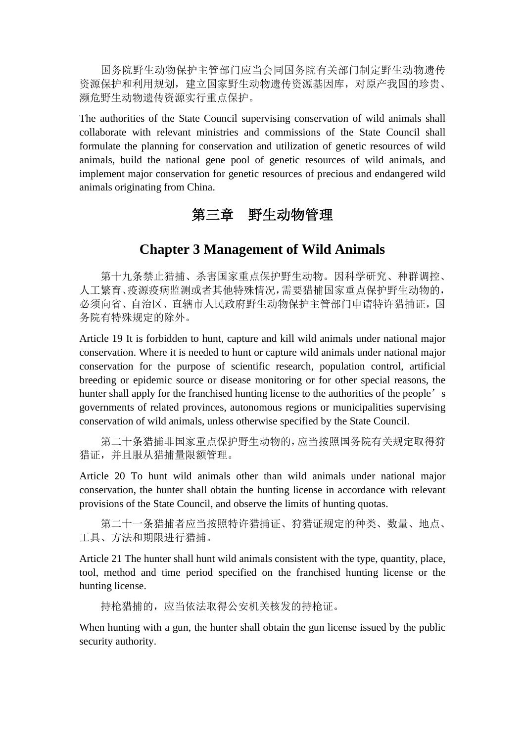国务院野生动物保护主管部门应当会同国务院有关部门制定野生动物遗传资源保护和利用规划，建立国家野生动物遗传资源基因库，对原产我国的珍贵、濒危野生动物遗传资源实行重点保护。

The authorities of the State Council supervising conservation of wild animals shall collaborate with relevant ministries and commissions of the State Council shall formulate the planning for conservation and utilization of genetic resources of wild animals, build the national gene pool of genetic resources of wild animals, and implement major conservation for genetic resources of precious and endangered wild animals originating from China.

## 第三章　野生动物管理

## Chapter 3 Management of Wild Animals

第十九条禁止猎捕、杀害国家重点保护野生动物。因科学研究、种群调控、人工繁育、疫源疫病监测或者其他特殊情况，需要猎捕国家重点保护野生动物的，必须向省、自治区、直辖市人民政府野生动物保护主管部门申请特许猎捕证，国务院有特殊规定的除外。

Article 19 It is forbidden to hunt, capture and kill wild animals under national major conservation. Where it is needed to hunt or capture wild animals under national major conservation for the purpose of scientific research, population control, artificial breeding or epidemic source or disease monitoring or for other special reasons, the hunter shall apply for the franchised hunting license to the authorities of the people’s governments of related provinces, autonomous regions or municipalities supervising conservation of wild animals, unless otherwise specified by the State Council.

第二十条猎捕非国家重点保护野生动物的，应当按照国务院有关规定取得狩猎证，并且服从猎捕量限额管理。

Article 20 To hunt wild animals other than wild animals under national major conservation, the hunter shall obtain the hunting license in accordance with relevant provisions of the State Council, and observe the limits of hunting quotas.

第二十一条猎捕者应当按照特许猎捕证、狩猎证规定的种类、数量、地点、工具、方法和期限进行猎捕。

Article 21 The hunter shall hunt wild animals consistent with the type, quantity, place, tool, method and time period specified on the franchised hunting license or the hunting license.

持枪猎捕的，应当依法取得公安机关核发的持枪证。

When hunting with a gun, the hunter shall obtain the gun license issued by the public security authority.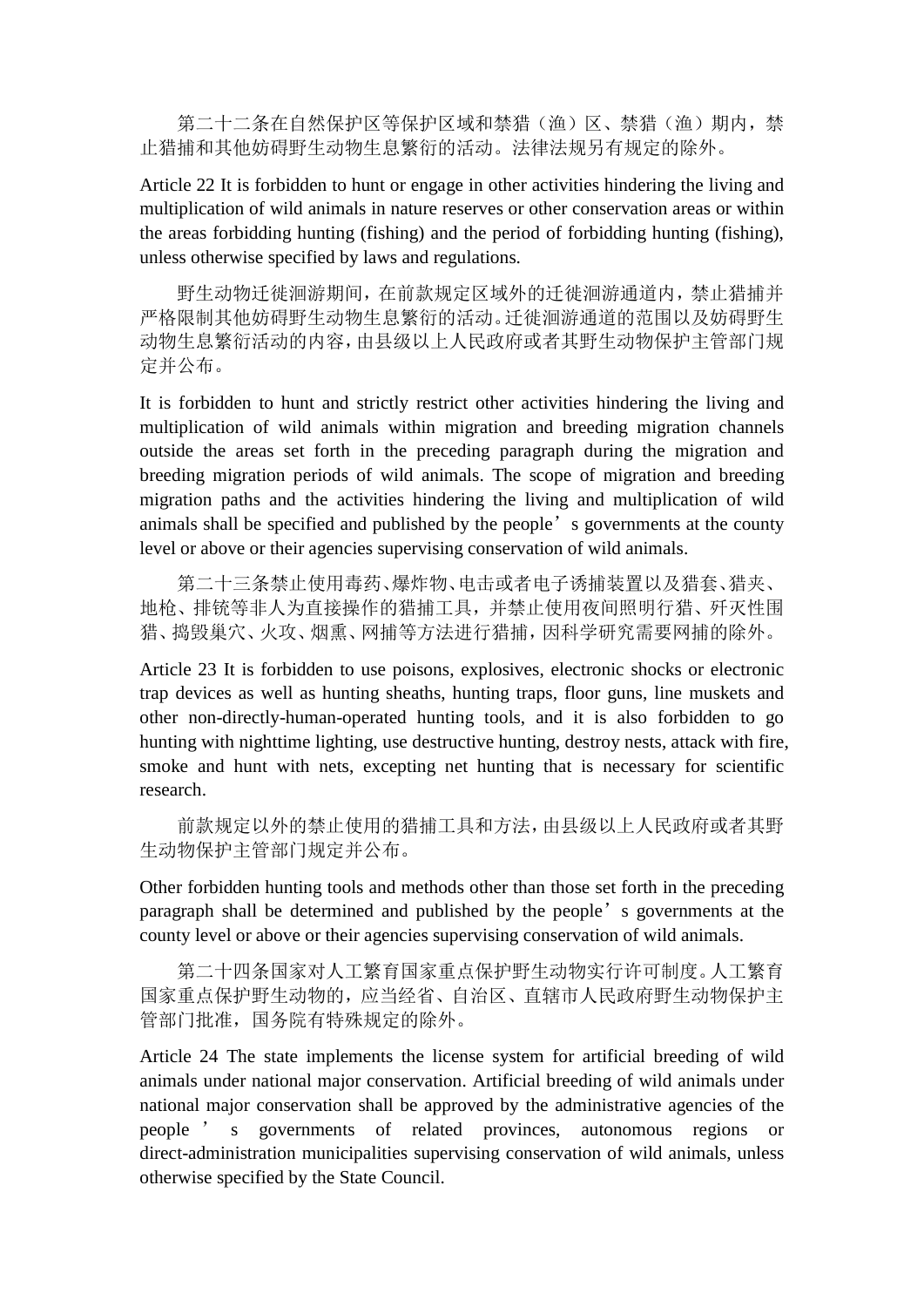第二十二条在自然保护区等保护区域和禁猎（渔）区、禁猎（渔）期内，禁止猎捕和其他妨碍野生动物生息繁衍的活动。法律法规另有规定的除外。

Article 22 It is forbidden to hunt or engage in other activities hindering the living and multiplication of wild animals in nature reserves or other conservation areas or within the areas forbidding hunting (fishing) and the period of forbidding hunting (fishing), unless otherwise specified by laws and regulations.

野生动物迁徙洄游期间，在前款规定区域外的迁徙洄游通道内，禁止猎捕并严格限制其他妨碍野生动物生息繁衍的活动。迁徙洄游通道的范围以及妨碍野生动物生息繁衍活动的内容，由县级以上人民政府或者其野生动物保护主管部门规定并公布。

It is forbidden to hunt and strictly restrict other activities hindering the living and multiplication of wild animals within migration and breeding migration channels outside the areas set forth in the preceding paragraph during the migration and breeding migration periods of wild animals. The scope of migration and breeding migration paths and the activities hindering the living and multiplication of wild animals shall be specified and published by the people’s governments at the county level or above or their agencies supervising conservation of wild animals.

第二十三条禁止使用毒药、爆炸物、电击或者电子诱捕装置以及猎套、猎夹、地枪、排铳等非人为直接操作的猎捕工具，并禁止使用夜间照明行猎、歼灭性围猎、捣毁巢穴、火攻、烟熏、网捕等方法进行猎捕，因科学研究需要网捕的除外。

Article 23 It is forbidden to use poisons, explosives, electronic shocks or electronic trap devices as well as hunting sheaths, hunting traps, floor guns, line muskets and other non-directly-human-operated hunting tools, and it is also forbidden to go hunting with nighttime lighting, use destructive hunting, destroy nests, attack with fire, smoke and hunt with nets, excepting net hunting that is necessary for scientific research.

前款规定以外的禁止使用的猎捕工具和方法，由县级以上人民政府或者其野生动物保护主管部门规定并公布。

Other forbidden hunting tools and methods other than those set forth in the preceding paragraph shall be determined and published by the people’s governments at the county level or above or their agencies supervising conservation of wild animals.

第二十四条国家对人工繁育国家重点保护野生动物实行许可制度。人工繁育国家重点保护野生动物的，应当经省、自治区、直辖市人民政府野生动物保护主管部门批准，国务院有特殊规定的除外。

Article 24 The state implements the license system for artificial breeding of wild animals under national major conservation. Artificial breeding of wild animals under national major conservation shall be approved by the administrative agencies of the people’s governments of related provinces, autonomous regions or direct-administration municipalities supervising conservation of wild animals, unless otherwise specified by the State Council.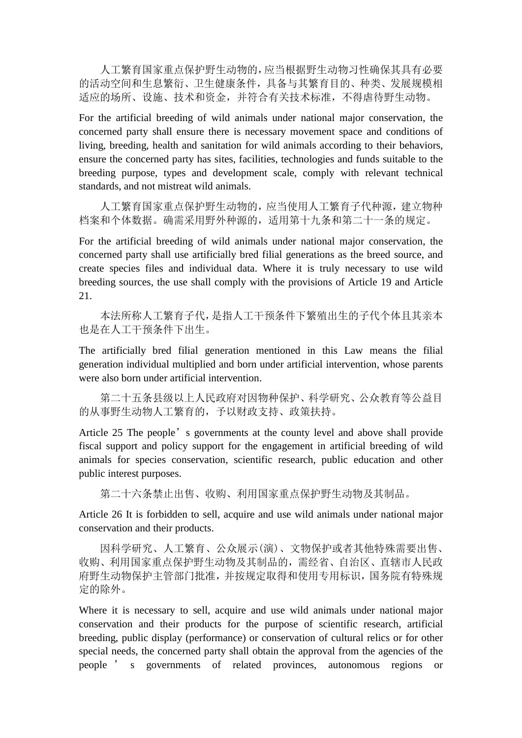人工繁育国家重点保护野生动物的，应当根据野生动物习性确保其具有必要的活动空间和生息繁衍、卫生健康条件，具备与其繁育目的、种类、发展规模相适应的场所、设施、技术和资金，并符合有关技术标准，不得虐待野生动物。

For the artificial breeding of wild animals under national major conservation, the concerned party shall ensure there is necessary movement space and conditions of living, breeding, health and sanitation for wild animals according to their behaviors, ensure the concerned party has sites, facilities, technologies and funds suitable to the breeding purpose, types and development scale, comply with relevant technical standards, and not mistreat wild animals.

人工繁育国家重点保护野生动物的，应当使用人工繁育子代种源，建立物种档案和个体数据。确需采用野外种源的，适用第十九条和第二十一条的规定。

For the artificial breeding of wild animals under national major conservation, the concerned party shall use artificially bred filial generations as the breed source, and create species files and individual data. Where it is truly necessary to use wild breeding sources, the use shall comply with the provisions of Article 19 and Article 21.

本法所称人工繁育子代，是指人工干预条件下繁殖出生的子代个体且其亲本也是在人工干预条件下出生。

The artificially bred filial generation mentioned in this Law means the filial generation individual multiplied and born under artificial intervention, whose parents were also born under artificial intervention.

第二十五条县级以上人民政府对因物种保护、科学研究、公众教育等公益目的从事野生动物人工繁育的，予以财政支持、政策扶持。

Article 25 The people’s governments at the county level and above shall provide fiscal support and policy support for the engagement in artificial breeding of wild animals for species conservation, scientific research, public education and other public interest purposes.

第二十六条禁止出售、收购、利用国家重点保护野生动物及其制品。

Article 26 It is forbidden to sell, acquire and use wild animals under national major conservation and their products.

因科学研究、人工繁育、公众展示(演)、文物保护或者其他特殊需要出售、收购、利用国家重点保护野生动物及其制品的，需经省、自治区、直辖市人民政府野生动物保护主管部门批准，并按规定取得和使用专用标识，国务院有特殊规定的除外。

Where it is necessary to sell, acquire and use wild animals under national major conservation and their products for the purpose of scientific research, artificial breeding, public display (performance) or conservation of cultural relics or for other special needs, the concerned party shall obtain the approval from the agencies of the people’s governments of related provinces, autonomous regions or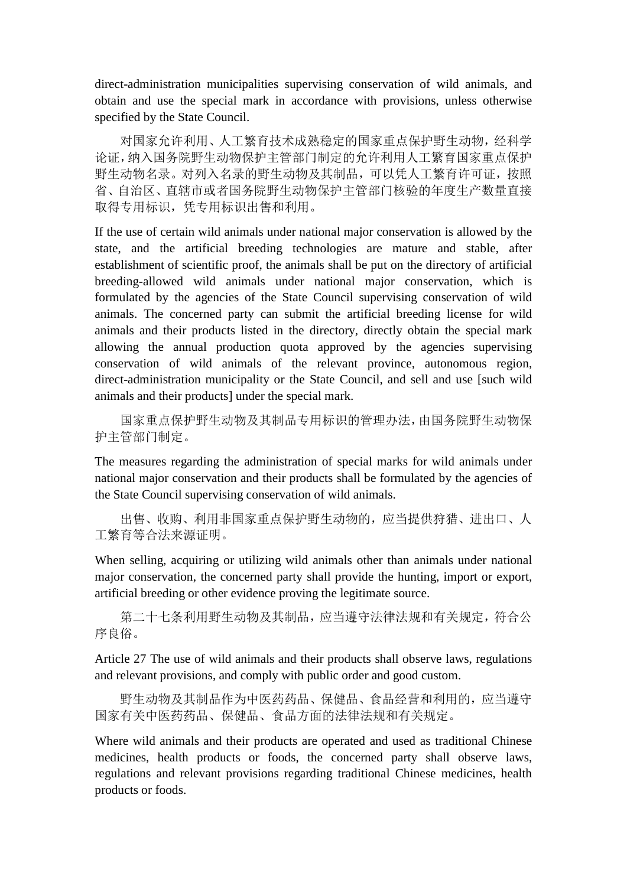direct-administration municipalities supervising conservation of wild animals, and obtain and use the special mark in accordance with provisions, unless otherwise specified by the State Council.

对国家允许利用、人工繁育技术成熟稳定的国家重点保护野生动物，经科学论证，纳入国务院野生动物保护主管部门制定的允许利用人工繁育国家重点保护野生动物名录。对列入名录的野生动物及其制品，可以凭人工繁育许可证，按照省、自治区、直辖市或者国务院野生动物保护主管部门核验的年度生产数量直接取得专用标识，凭专用标识出售和利用。

If the use of certain wild animals under national major conservation is allowed by the state, and the artificial breeding technologies are mature and stable, after establishment of scientific proof, the animals shall be put on the directory of artificial breeding-allowed wild animals under national major conservation, which is formulated by the agencies of the State Council supervising conservation of wild animals. The concerned party can submit the artificial breeding license for wild animals and their products listed in the directory, directly obtain the special mark allowing the annual production quota approved by the agencies supervising conservation of wild animals of the relevant province, autonomous region, direct-administration municipality or the State Council, and sell and use [such wild animals and their products] under the special mark.

国家重点保护野生动物及其制品专用标识的管理办法，由国务院野生动物保护主管部门制定。

The measures regarding the administration of special marks for wild animals under national major conservation and their products shall be formulated by the agencies of the State Council supervising conservation of wild animals.

出售、收购、利用非国家重点保护野生动物的，应当提供狩猎、进出口、人工繁育等合法来源证明。

When selling, acquiring or utilizing wild animals other than animals under national major conservation, the concerned party shall provide the hunting, import or export, artificial breeding or other evidence proving the legitimate source.

第二十七条利用野生动物及其制品，应当遵守法律法规和有关规定，符合公序良俗。

Article 27 The use of wild animals and their products shall observe laws, regulations and relevant provisions, and comply with public order and good custom.

野生动物及其制品作为中医药药品、保健品、食品经营和利用的，应当遵守国家有关中医药药品、保健品、食品方面的法律法规和有关规定。

Where wild animals and their products are operated and used as traditional Chinese medicines, health products or foods, the concerned party shall observe laws, regulations and relevant provisions regarding traditional Chinese medicines, health products or foods.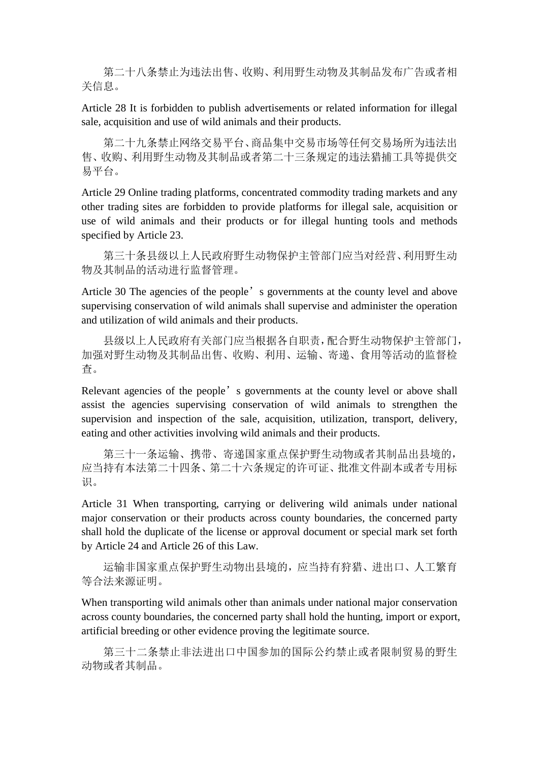第二十八条禁止为违法出售、收购、利用野生动物及其制品发布广告或者相关信息。

Article 28 It is forbidden to publish advertisements or related information for illegal sale, acquisition and use of wild animals and their products.

第二十九条禁止网络交易平台、商品集中交易市场等任何交易场所为违法出售、收购、利用野生动物及其制品或者第二十三条规定的违法猎捕工具等提供交易平台。

Article 29 Online trading platforms, concentrated commodity trading markets and any other trading sites are forbidden to provide platforms for illegal sale, acquisition or use of wild animals and their products or for illegal hunting tools and methods specified by Article 23.

第三十条县级以上人民政府野生动物保护主管部门应当对经营、利用野生动物及其制品的活动进行监督管理。

Article 30 The agencies of the people's governments at the county level and above supervising conservation of wild animals shall supervise and administer the operation and utilization of wild animals and their products.

县级以上人民政府有关部门应当根据各自职责，配合野生动物保护主管部门，加强对野生动物及其制品出售、收购、利用、运输、寄递、食用等活动的监督检查。

Relevant agencies of the people's governments at the county level or above shall assist the agencies supervising conservation of wild animals to strengthen the supervision and inspection of the sale, acquisition, utilization, transport, delivery, eating and other activities involving wild animals and their products.

第三十一条运输、携带、寄递国家重点保护野生动物或者其制品出县境的，应当持有本法第二十四条、第二十六条规定的许可证、批准文件副本或者专用标识。

Article 31 When transporting, carrying or delivering wild animals under national major conservation or their products across county boundaries, the concerned party shall hold the duplicate of the license or approval document or special mark set forth by Article 24 and Article 26 of this Law.

运输非国家重点保护野生动物出县境的，应当持有狩猎、进出口、人工繁育等合法来源证明。

When transporting wild animals other than animals under national major conservation across county boundaries, the concerned party shall hold the hunting, import or export, artificial breeding or other evidence proving the legitimate source.

第三十二条禁止非法进出口中国参加的国际公约禁止或者限制贸易的野生动物或者其制品。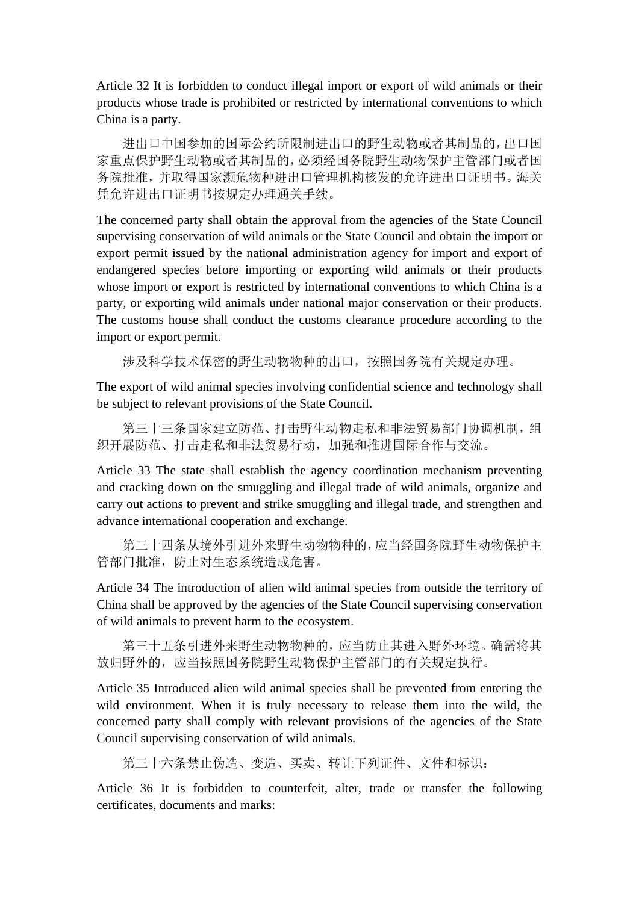Article 32 It is forbidden to conduct illegal import or export of wild animals or their products whose trade is prohibited or restricted by international conventions to which China is a party.

进出口中国参加的国际公约所限制进出口的野生动物或者其制品的，出口国家重点保护野生动物或者其制品的，必须经国务院野生动物保护主管部门或者国务院批准，并取得国家濒危物种进出口管理机构核发的允许进出口证明书。海关凭允许进出口证明书按规定办理通关手续。

The concerned party shall obtain the approval from the agencies of the State Council supervising conservation of wild animals or the State Council and obtain the import or export permit issued by the national administration agency for import and export of endangered species before importing or exporting wild animals or their products whose import or export is restricted by international conventions to which China is a party, or exporting wild animals under national major conservation or their products. The customs house shall conduct the customs clearance procedure according to the import or export permit.

涉及科学技术保密的野生动物物种的出口，按照国务院有关规定办理。

The export of wild animal species involving confidential science and technology shall be subject to relevant provisions of the State Council.

第三十三条国家建立防范、打击野生动物走私和非法贸易部门协调机制，组织开展防范、打击走私和非法贸易行动，加强和推进国际合作与交流。

Article 33 The state shall establish the agency coordination mechanism preventing and cracking down on the smuggling and illegal trade of wild animals, organize and carry out actions to prevent and strike smuggling and illegal trade, and strengthen and advance international cooperation and exchange.

第三十四条从境外引进外来野生动物物种的，应当经国务院野生动物保护主管部门批准，防止对生态系统造成危害。

Article 34 The introduction of alien wild animal species from outside the territory of China shall be approved by the agencies of the State Council supervising conservation of wild animals to prevent harm to the ecosystem.

第三十五条引进外来野生动物物种的，应当防止其进入野外环境。确需将其放归野外的，应当按照国务院野生动物保护主管部门的有关规定执行。

Article 35 Introduced alien wild animal species shall be prevented from entering the wild environment. When it is truly necessary to release them into the wild, the concerned party shall comply with relevant provisions of the agencies of the State Council supervising conservation of wild animals.

第三十六条禁止伪造、变造、买卖、转让下列证件、文件和标识：

Article 36 It is forbidden to counterfeit, alter, trade or transfer the following certificates, documents and marks: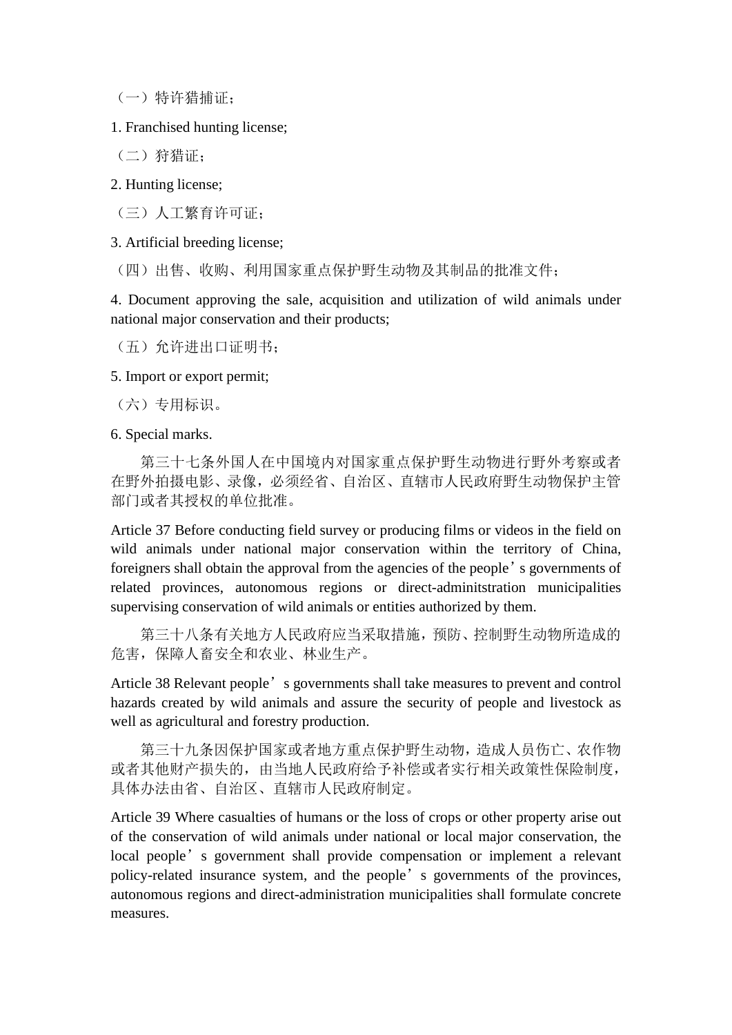（一）特许猎捕证；

1. Franchised hunting license;

（二）狩猎证；

2. Hunting license;

（三）人工繁育许可证；

3. Artificial breeding license;

（四）出售、收购、利用国家重点保护野生动物及其制品的批准文件；

4. Document approving the sale, acquisition and utilization of wild animals under national major conservation and their products;

（五）允许进出口证明书；

5. Import or export permit;

（六）专用标识。

6. Special marks.

第三十七条外国人在中国境内对国家重点保护野生动物进行野外考察或者在野外拍摄电影、录像，必须经省、自治区、直辖市人民政府野生动物保护主管部门或者其授权的单位批准。

Article 37 Before conducting field survey or producing films or videos in the field on wild animals under national major conservation within the territory of China, foreigners shall obtain the approval from the agencies of the people’s governments of related provinces, autonomous regions or direct-adminitstration municipalities supervising conservation of wild animals or entities authorized by them.

第三十八条有关地方人民政府应当采取措施，预防、控制野生动物所造成的危害，保障人畜安全和农业、林业生产。

Article 38 Relevant people’s governments shall take measures to prevent and control hazards created by wild animals and assure the security of people and livestock as well as agricultural and forestry production.

第三十九条因保护国家或者地方重点保护野生动物，造成人员伤亡、农作物或者其他财产损失的，由当地人民政府给予补偿或者实行相关政策性保险制度，具体办法由省、自治区、直辖市人民政府制定。

Article 39 Where casualties of humans or the loss of crops or other property arise out of the conservation of wild animals under national or local major conservation, the local people’s government shall provide compensation or implement a relevant policy-related insurance system, and the people’s governments of the provinces, autonomous regions and direct-administration municipalities shall formulate concrete measures.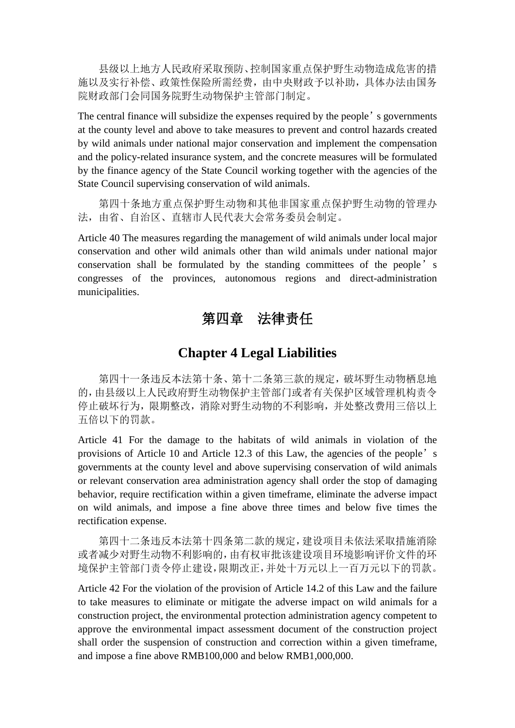县级以上地方人民政府采取预防、控制国家重点保护野生动物造成危害的措施以及实行补偿、政策性保险所需经费，由中央财政予以补助，具体办法由国务院财政部门会同国务院野生动物保护主管部门制定。

The central finance will subsidize the expenses required by the people’s governments at the county level and above to take measures to prevent and control hazards created by wild animals under national major conservation and implement the compensation and the policy-related insurance system, and the concrete measures will be formulated by the finance agency of the State Council working together with the agencies of the State Council supervising conservation of wild animals.

第四十条地方重点保护野生动物和其他非国家重点保护野生动物的管理办法，由省、自治区、直辖市人民代表大会常务委员会制定。

Article 40 The measures regarding the management of wild animals under local major conservation and other wild animals other than wild animals under national major conservation shall be formulated by the standing committees of the people’s congresses of the provinces, autonomous regions and direct-administration municipalities.

## 第四章　法律责任

## Chapter 4 Legal Liabilities

第四十一条违反本法第十条、第十二条第三款的规定，破坏野生动物栖息地的，由县级以上人民政府野生动物保护主管部门或者有关保护区域管理机构责令停止破坏行为，限期整改，消除对野生动物的不利影响，并处整改费用三倍以上五倍以下的罚款。

Article 41 For the damage to the habitats of wild animals in violation of the provisions of Article 10 and Article 12.3 of this Law, the agencies of the people’s governments at the county level and above supervising conservation of wild animals or relevant conservation area administration agency shall order the stop of damaging behavior, require rectification within a given timeframe, eliminate the adverse impact on wild animals, and impose a fine above three times and below five times the rectification expense.

第四十二条违反本法第十四条第二款的规定，建设项目未依法采取措施消除或者减少对野生动物不利影响的，由有权审批该建设项目环境影响评价文件的环境保护主管部门责令停止建设，限期改正，并处十万元以上一百万元以下的罚款。

Article 42 For the violation of the provision of Article 14.2 of this Law and the failure to take measures to eliminate or mitigate the adverse impact on wild animals for a construction project, the environmental protection administration agency competent to approve the environmental impact assessment document of the construction project shall order the suspension of construction and correction within a given timeframe, and impose a fine above RMB100,000 and below RMB1,000,000.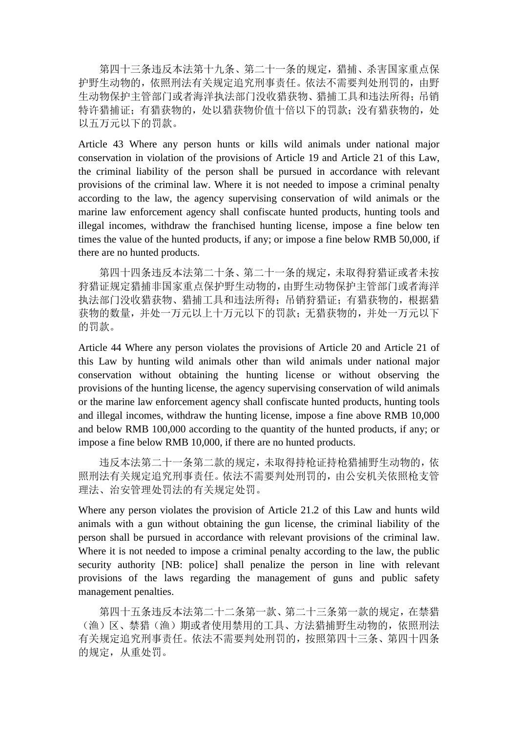第四十三条违反本法第十九条、第二十一条的规定，猎捕、杀害国家重点保护野生动物的，依照刑法有关规定追究刑事责任。依法不需要判处刑罚的，由野生动物保护主管部门或者海洋执法部门没收猎获物、猎捕工具和违法所得；吊销特许猎捕证；有猎获物的，处以猎获物价值十倍以下的罚款；没有猎获物的，处以五万元以下的罚款。

Article 43 Where any person hunts or kills wild animals under national major conservation in violation of the provisions of Article 19 and Article 21 of this Law, the criminal liability of the person shall be pursued in accordance with relevant provisions of the criminal law. Where it is not needed to impose a criminal penalty according to the law, the agency supervising conservation of wild animals or the marine law enforcement agency shall confiscate hunted products, hunting tools and illegal incomes, withdraw the franchised hunting license, impose a fine below ten times the value of the hunted products, if any; or impose a fine below RMB 50,000, if there are no hunted products.

第四十四条违反本法第二十条、第二十一条的规定，未取得狩猎证或者未按狩猎证规定猎捕非国家重点保护野生动物的，由野生动物保护主管部门或者海洋执法部门没收猎获物、猎捕工具和违法所得；吊销狩猎证；有猎获物的，根据猎获物的数量，并处一万元以上十万元以下的罚款；无猎获物的，并处一万元以下的罚款。

Article 44 Where any person violates the provisions of Article 20 and Article 21 of this Law by hunting wild animals other than wild animals under national major conservation without obtaining the hunting license or without observing the provisions of the hunting license, the agency supervising conservation of wild animals or the marine law enforcement agency shall confiscate hunted products, hunting tools and illegal incomes, withdraw the hunting license, impose a fine above RMB 10,000 and below RMB 100,000 according to the quantity of the hunted products, if any; or impose a fine below RMB 10,000, if there are no hunted products.

违反本法第二十一条第二款的规定，未取得持枪证持枪猎捕野生动物的，依照刑法有关规定追究刑事责任。依法不需要判处刑罚的，由公安机关依照枪支管理法、治安管理处罚法的有关规定处罚。

Where any person violates the provision of Article 21.2 of this Law and hunts wild animals with a gun without obtaining the gun license, the criminal liability of the person shall be pursued in accordance with relevant provisions of the criminal law. Where it is not needed to impose a criminal penalty according to the law, the public security authority [NB: police] shall penalize the person in line with relevant provisions of the laws regarding the management of guns and public safety management penalties.

第四十五条违反本法第二十二条第一款、第二十三条第一款的规定，在禁猎（渔）区、禁猎（渔）期或者使用禁用的工具、方法猎捕野生动物的，依照刑法有关规定追究刑事责任。依法不需要判处刑罚的，按照第四十三条、第四十四条的规定，从重处罚。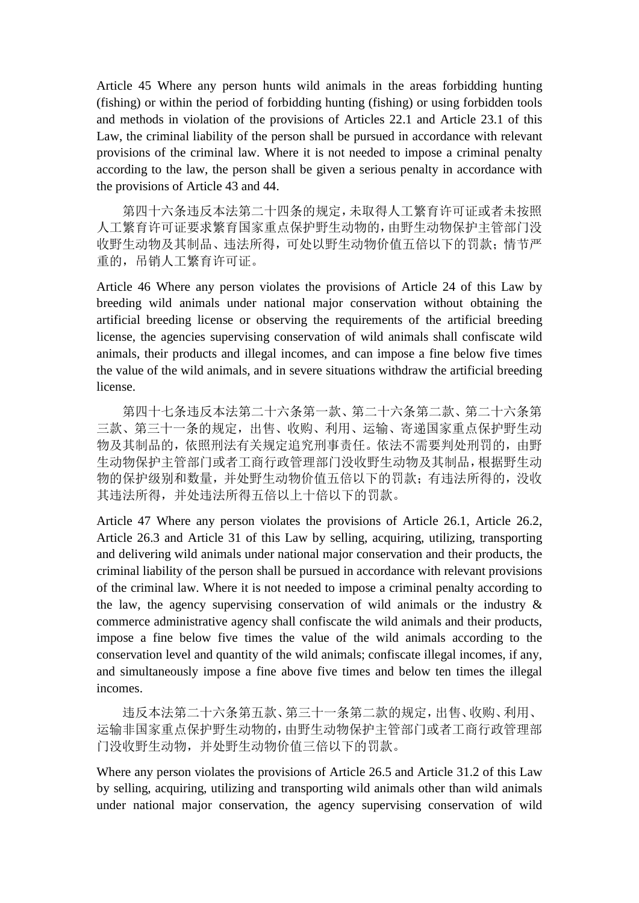Article 45 Where any person hunts wild animals in the areas forbidding hunting (fishing) or within the period of forbidding hunting (fishing) or using forbidden tools and methods in violation of the provisions of Articles 22.1 and Article 23.1 of this Law, the criminal liability of the person shall be pursued in accordance with relevant provisions of the criminal law. Where it is not needed to impose a criminal penalty according to the law, the person shall be given a serious penalty in accordance with the provisions of Article 43 and 44.

第四十六条违反本法第二十四条的规定，未取得人工繁育许可证或者未按照人工繁育许可证要求繁育国家重点保护野生动物的，由野生动物保护主管部门没收野生动物及其制品、违法所得，可处以野生动物价值五倍以下的罚款；情节严重的，吊销人工繁育许可证。

Article 46 Where any person violates the provisions of Article 24 of this Law by breeding wild animals under national major conservation without obtaining the artificial breeding license or observing the requirements of the artificial breeding license, the agencies supervising conservation of wild animals shall confiscate wild animals, their products and illegal incomes, and can impose a fine below five times the value of the wild animals, and in severe situations withdraw the artificial breeding license.

第四十七条违反本法第二十六条第一款、第二十六条第二款、第二十六条第三款、第三十一条的规定，出售、收购、利用、运输、寄递国家重点保护野生动物及其制品的，依照刑法有关规定追究刑事责任。依法不需要判处刑罚的，由野生动物保护主管部门或者工商行政管理部门没收野生动物及其制品，根据野生动物的保护级别和数量，并处野生动物价值五倍以下的罚款；有违法所得的，没收其违法所得，并处违法所得五倍以上十倍以下的罚款。

Article 47 Where any person violates the provisions of Article 26.1, Article 26.2, Article 26.3 and Article 31 of this Law by selling, acquiring, utilizing, transporting and delivering wild animals under national major conservation and their products, the criminal liability of the person shall be pursued in accordance with relevant provisions of the criminal law. Where it is not needed to impose a criminal penalty according to the law, the agency supervising conservation of wild animals or the industry & commerce administrative agency shall confiscate the wild animals and their products, impose a fine below five times the value of the wild animals according to the conservation level and quantity of the wild animals; confiscate illegal incomes, if any, and simultaneously impose a fine above five times and below ten times the illegal incomes.

违反本法第二十六条第五款、第三十一条第二款的规定，出售、收购、利用、运输非国家重点保护野生动物的，由野生动物保护主管部门或者工商行政管理部门没收野生动物，并处野生动物价值三倍以下的罚款。

Where any person violates the provisions of Article 26.5 and Article 31.2 of this Law by selling, acquiring, utilizing and transporting wild animals other than wild animals under national major conservation, the agency supervising conservation of wild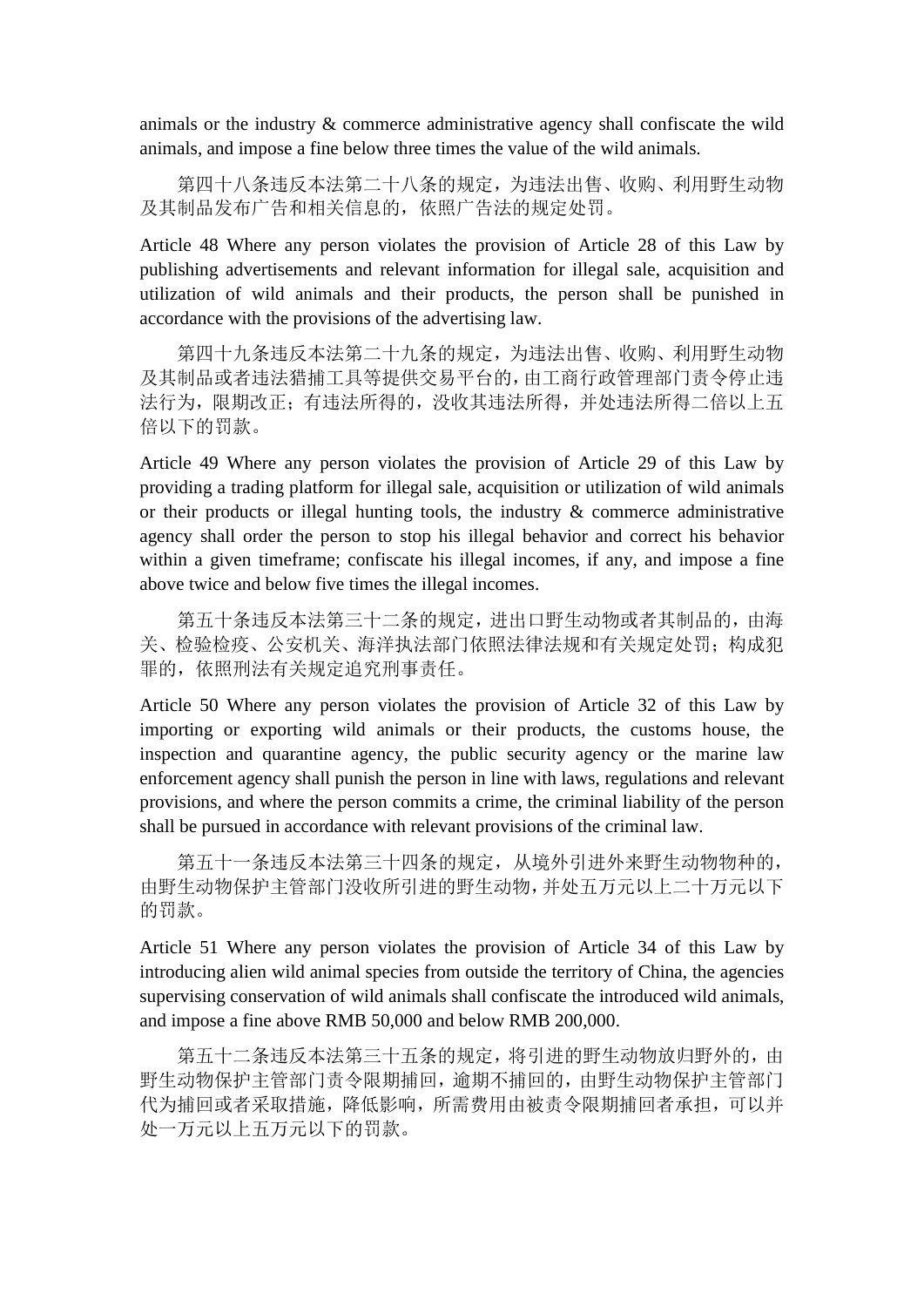animals or the industry & commerce administrative agency shall confiscate the wild animals, and impose a fine below three times the value of the wild animals.

第四十八条违反本法第二十八条的规定，为违法出售、收购、利用野生动物及其制品发布广告和相关信息的，依照广告法的规定处罚。

Article 48 Where any person violates the provision of Article 28 of this Law by publishing advertisements and relevant information for illegal sale, acquisition and utilization of wild animals and their products, the person shall be punished in accordance with the provisions of the advertising law.

第四十九条违反本法第二十九条的规定，为违法出售、收购、利用野生动物及其制品或者违法猎捕工具等提供交易平台的，由工商行政管理部门责令停止违法行为，限期改正；有违法所得的，没收其违法所得，并处违法所得二倍以上五倍以下的罚款。

Article 49 Where any person violates the provision of Article 29 of this Law by providing a trading platform for illegal sale, acquisition or utilization of wild animals or their products or illegal hunting tools, the industry & commerce administrative agency shall order the person to stop his illegal behavior and correct his behavior within a given timeframe; confiscate his illegal incomes, if any, and impose a fine above twice and below five times the illegal incomes.

第五十条违反本法第三十二条的规定，进出口野生动物或者其制品的，由海关、检验检疫、公安机关、海洋执法部门依照法律法规和有关规定处罚；构成犯罪的，依照刑法有关规定追究刑事责任。

Article 50 Where any person violates the provision of Article 32 of this Law by importing or exporting wild animals or their products, the customs house, the inspection and quarantine agency, the public security agency or the marine law enforcement agency shall punish the person in line with laws, regulations and relevant provisions, and where the person commits a crime, the criminal liability of the person shall be pursued in accordance with relevant provisions of the criminal law.

第五十一条违反本法第三十四条的规定，从境外引进外来野生动物物种的，由野生动物保护主管部门没收所引进的野生动物，并处五万元以上二十万元以下的罚款。

Article 51 Where any person violates the provision of Article 34 of this Law by introducing alien wild animal species from outside the territory of China, the agencies supervising conservation of wild animals shall confiscate the introduced wild animals, and impose a fine above RMB 50,000 and below RMB 200,000.

第五十二条违反本法第三十五条的规定，将引进的野生动物放归野外的，由野生动物保护主管部门责令限期捕回，逾期不捕回的，由野生动物保护主管部门代为捕回或者采取措施，降低影响，所需费用由被责令限期捕回者承担，可以并处一万元以上五万元以下的罚款。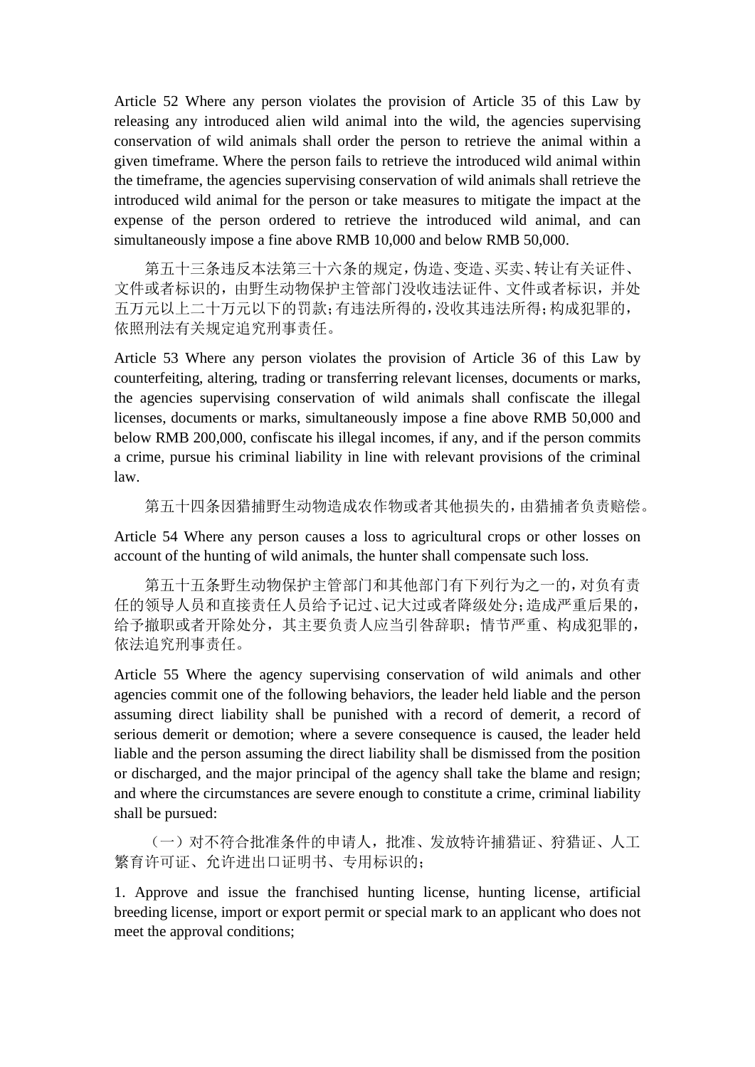Article 52 Where any person violates the provision of Article 35 of this Law by releasing any introduced alien wild animal into the wild, the agencies supervising conservation of wild animals shall order the person to retrieve the animal within a given timeframe. Where the person fails to retrieve the introduced wild animal within the timeframe, the agencies supervising conservation of wild animals shall retrieve the introduced wild animal for the person or take measures to mitigate the impact at the expense of the person ordered to retrieve the introduced wild animal, and can simultaneously impose a fine above RMB 10,000 and below RMB 50,000.

第五十三条违反本法第三十六条的规定，伪造、变造、买卖、转让有关证件、文件或者标识的，由野生动物保护主管部门没收违法证件、文件或者标识，并处五万元以上二十万元以下的罚款；有违法所得的，没收其违法所得；构成犯罪的，依照刑法有关规定追究刑事责任。

Article 53 Where any person violates the provision of Article 36 of this Law by counterfeiting, altering, trading or transferring relevant licenses, documents or marks, the agencies supervising conservation of wild animals shall confiscate the illegal licenses, documents or marks, simultaneously impose a fine above RMB 50,000 and below RMB 200,000, confiscate his illegal incomes, if any, and if the person commits a crime, pursue his criminal liability in line with relevant provisions of the criminal law.

第五十四条因猎捕野生动物造成农作物或者其他损失的，由猎捕者负责赔偿。

Article 54 Where any person causes a loss to agricultural crops or other losses on account of the hunting of wild animals, the hunter shall compensate such loss.

第五十五条野生动物保护主管部门和其他部门有下列行为之一的，对负有责任的领导人员和直接责任人员给予记过、记大过或者降级处分；造成严重后果的，给予撤职或者开除处分，其主要负责人应当引咎辞职；情节严重、构成犯罪的，依法追究刑事责任。

Article 55 Where the agency supervising conservation of wild animals and other agencies commit one of the following behaviors, the leader held liable and the person assuming direct liability shall be punished with a record of demerit, a record of serious demerit or demotion; where a severe consequence is caused, the leader held liable and the person assuming the direct liability shall be dismissed from the position or discharged, and the major principal of the agency shall take the blame and resign; and where the circumstances are severe enough to constitute a crime, criminal liability shall be pursued:

（一）对不符合批准条件的申请人，批准、发放特许捕猎证、狩猎证、人工繁育许可证、允许进出口证明书、专用标识的；

1. Approve and issue the franchised hunting license, hunting license, artificial breeding license, import or export permit or special mark to an applicant who does not meet the approval conditions;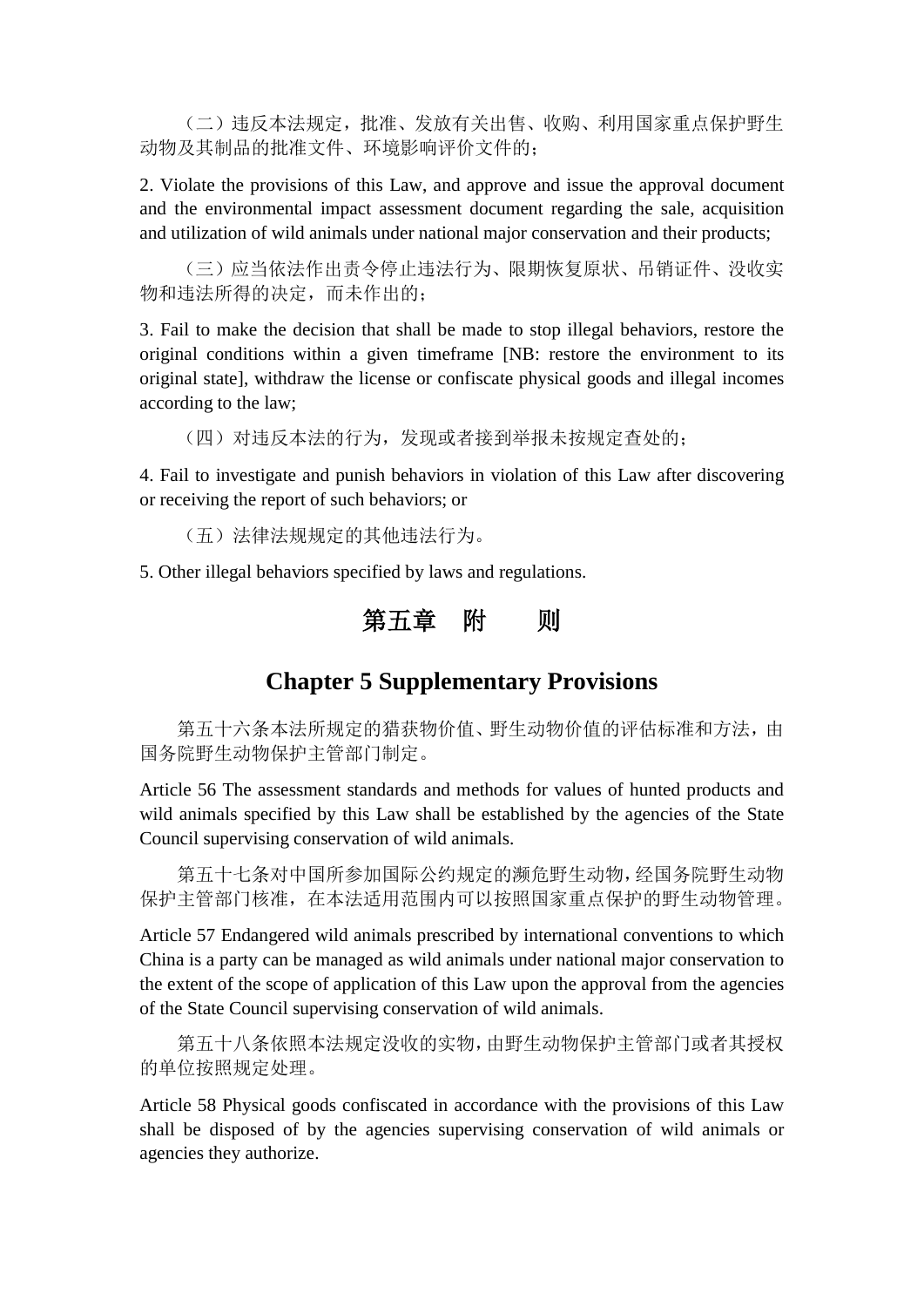（二）违反本法规定，批准、发放有关出售、收购、利用国家重点保护野生动物及其制品的批准文件、环境影响评价文件的；

2. Violate the provisions of this Law, and approve and issue the approval document and the environmental impact assessment document regarding the sale, acquisition and utilization of wild animals under national major conservation and their products;

（三）应当依法作出责令停止违法行为、限期恢复原状、吊销证件、没收实物和违法所得的决定，而未作出的；

3. Fail to make the decision that shall be made to stop illegal behaviors, restore the original conditions within a given timeframe [NB: restore the environment to its original state], withdraw the license or confiscate physical goods and illegal incomes according to the law;

（四）对违反本法的行为，发现或者接到举报未按规定查处的；

4. Fail to investigate and punish behaviors in violation of this Law after discovering or receiving the report of such behaviors; or

（五）法律法规规定的其他违法行为。

5. Other illegal behaviors specified by laws and regulations.

## 第五章　附　　则

## Chapter 5 Supplementary Provisions

第五十六条本法所规定的猎获物价值、野生动物价值的评估标准和方法，由国务院野生动物保护主管部门制定。

Article 56 The assessment standards and methods for values of hunted products and wild animals specified by this Law shall be established by the agencies of the State Council supervising conservation of wild animals.

第五十七条对中国所参加国际公约规定的濒危野生动物，经国务院野生动物保护主管部门核准，在本法适用范围内可以按照国家重点保护的野生动物管理。

Article 57 Endangered wild animals prescribed by international conventions to which China is a party can be managed as wild animals under national major conservation to the extent of the scope of application of this Law upon the approval from the agencies of the State Council supervising conservation of wild animals.

第五十八条依照本法规定没收的实物，由野生动物保护主管部门或者其授权的单位按照规定处理。

Article 58 Physical goods confiscated in accordance with the provisions of this Law shall be disposed of by the agencies supervising conservation of wild animals or agencies they authorize.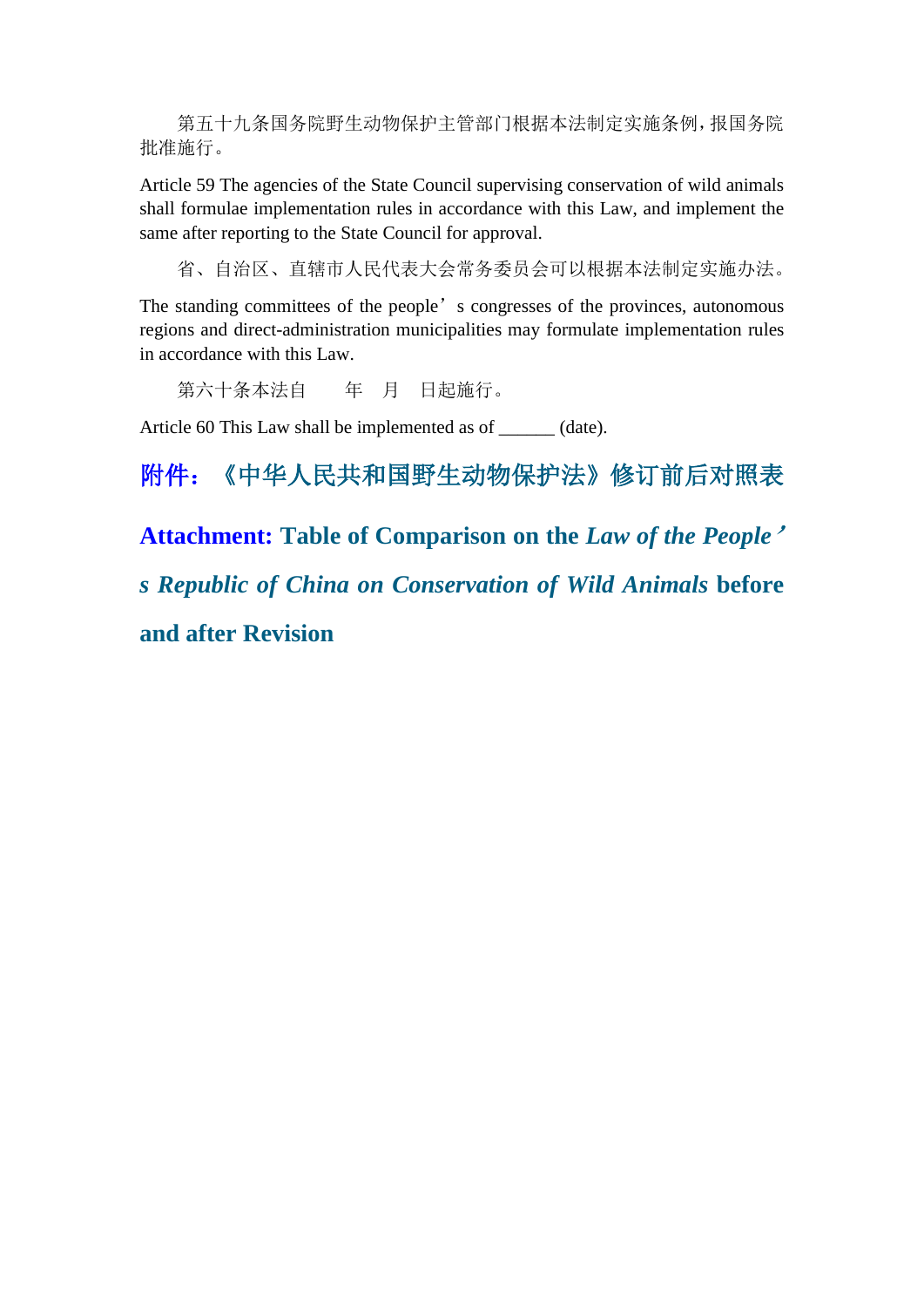第五十九条国务院野生动物保护主管部门根据本法制定实施条例，报国务院批准施行。

Article 59 The agencies of the State Council supervising conservation of wild animals shall formulae implementation rules in accordance with this Law, and implement the same after reporting to the State Council for approval.

省、自治区、直辖市人民代表大会常务委员会可以根据本法制定实施办法。

The standing committees of the people’s congresses of the provinces, autonomous regions and direct-administration municipalities may formulate implementation rules in accordance with this Law.

第六十条本法自　　年　月　日起施行。

Article 60 This Law shall be implemented as of ______ (date).

## 附件：《中华人民共和国野生动物保护法》修订前后对照表

## **Attachment: Table of Comparison on the *Law of the People’s Republic of China on Conservation of Wild Animals* before and after Revision**